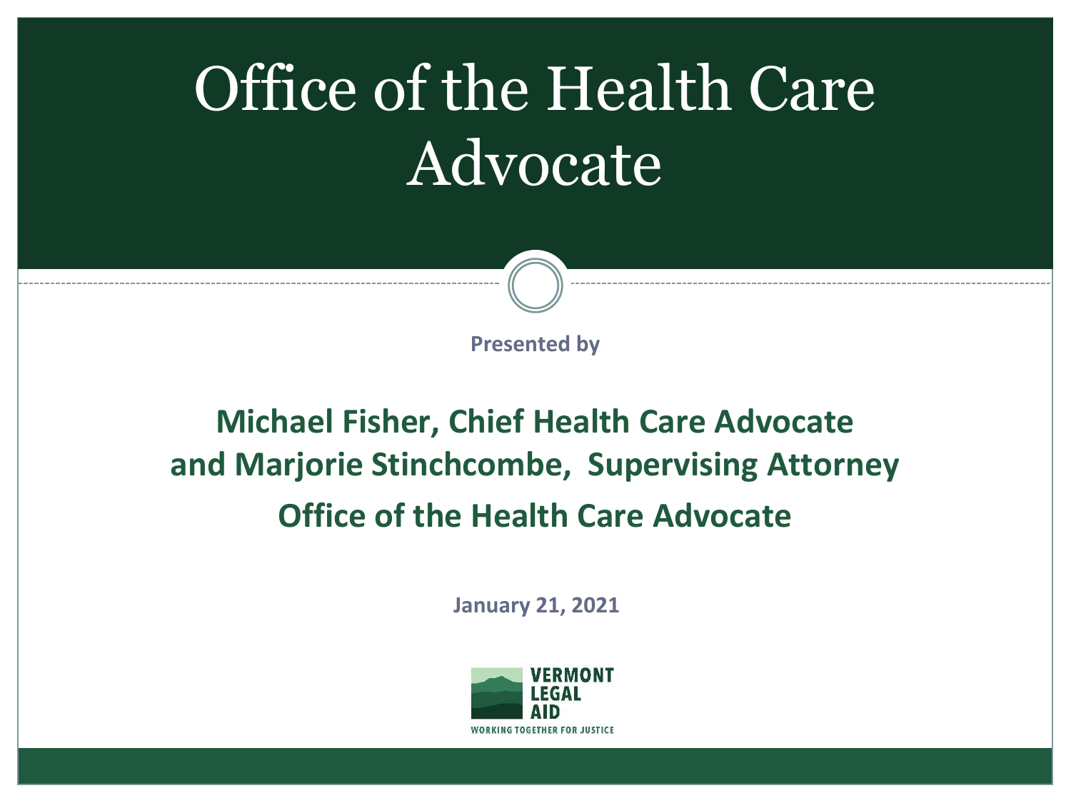# Office of the Health Care Advocate

Presented by

**Michael Fisher, Chief Health Care Advocate and Marjorie Stinchcombe, Supervising Attorney**

**Office of the Health Care Advocate**

January 21, 2021

VERMONT LEGAL AID

WORKING TOGETHER FOR JUSTICE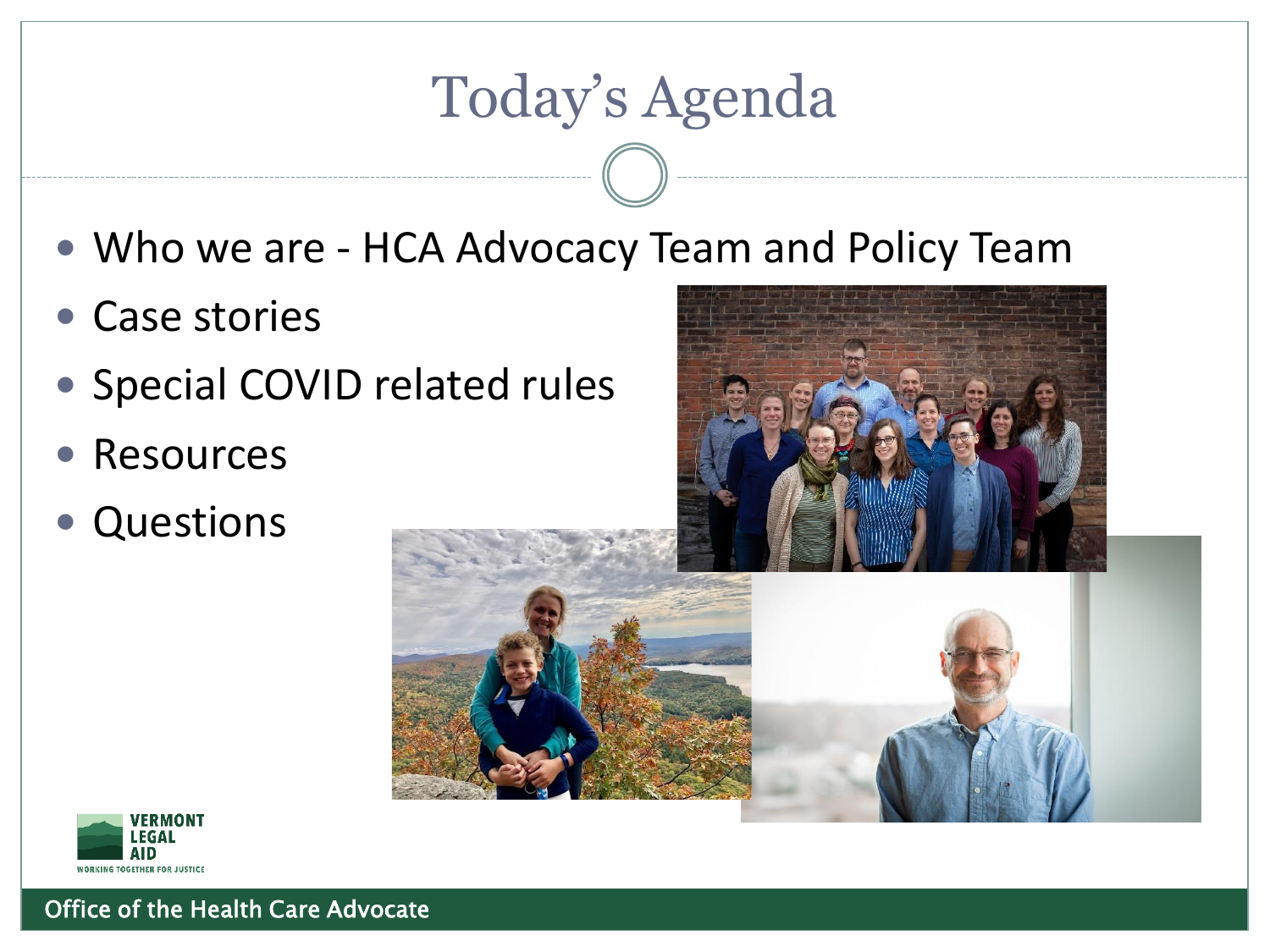# Today's Agenda

- Who we are - HCA Advocacy Team and Policy Team
- Case stories
- Special COVID related rules
- Resources
- Questions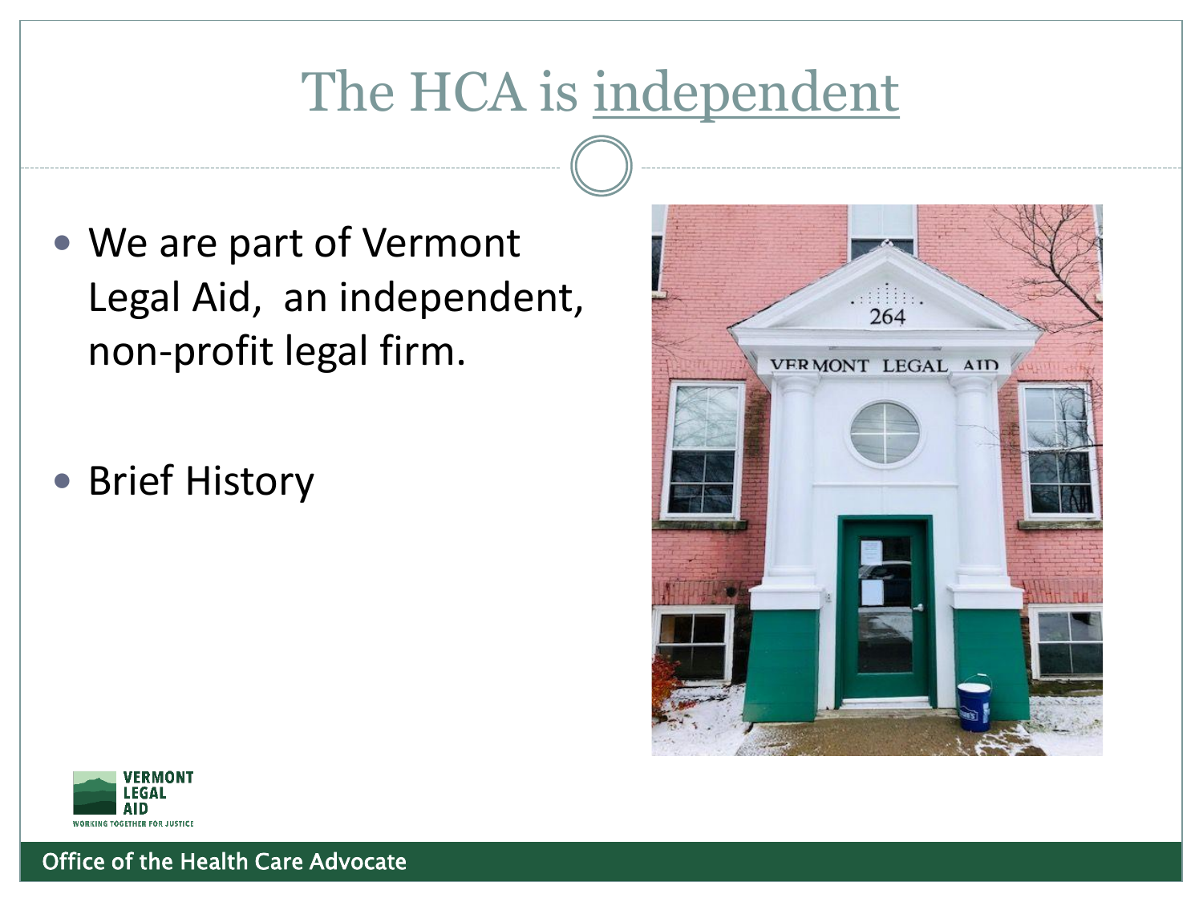# The HCA is independent

- We are part of Vermont Legal Aid, an independent, non-profit legal firm.
- Brief History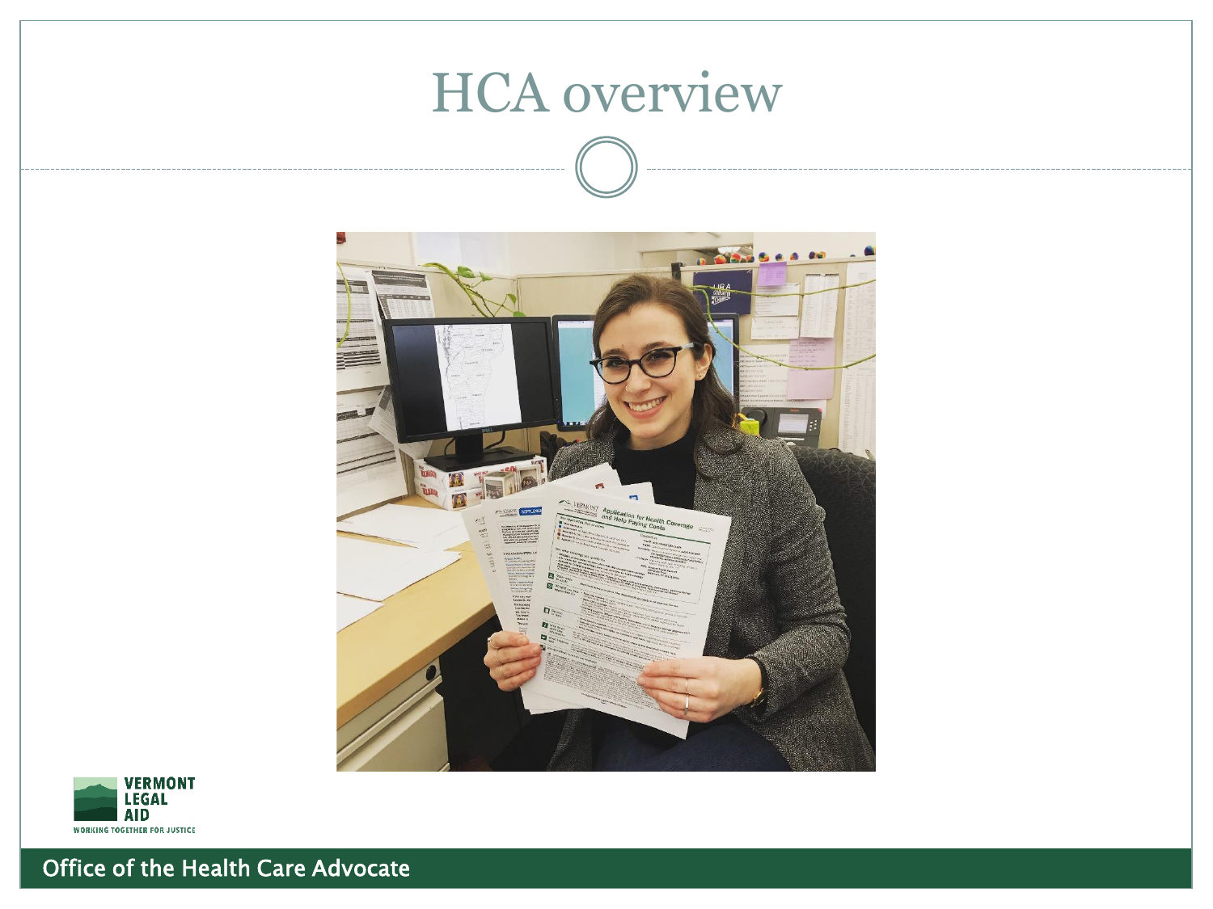# HCA overview

VERMONT LEGAL AID

WORKING TOGETHER FOR JUSTICE

Office of the Health Care Advocate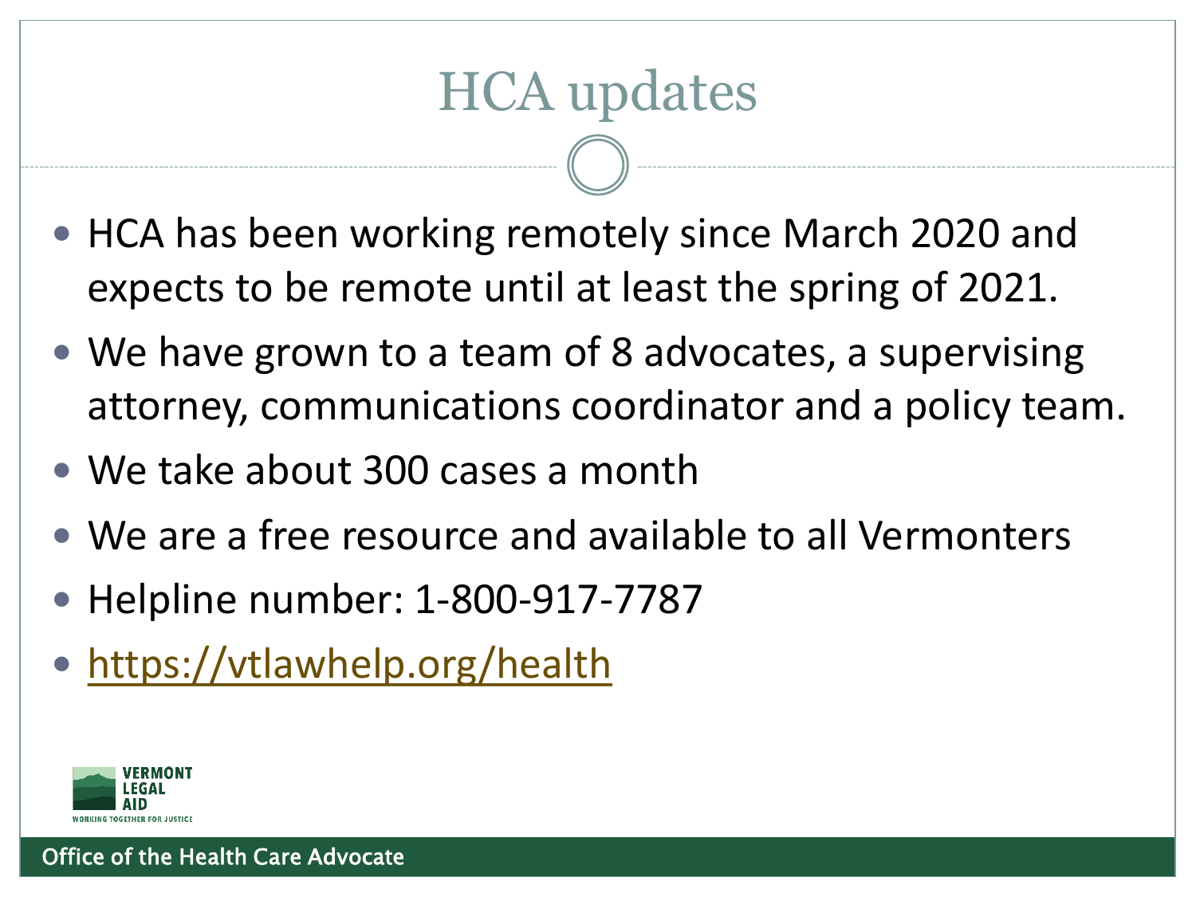# HCA updates

- HCA has been working remotely since March 2020 and expects to be remote until at least the spring of 2021.
- We have grown to a team of 8 advocates, a supervising attorney, communications coordinator and a policy team.
- We take about 300 cases a month
- We are a free resource and available to all Vermonters
- Helpline number: 1-800-917-7787
- https://vtlawhelp.org/health

VERMONT LEGAL AID
WORKING TOGETHER FOR JUSTICE

Office of the Health Care Advocate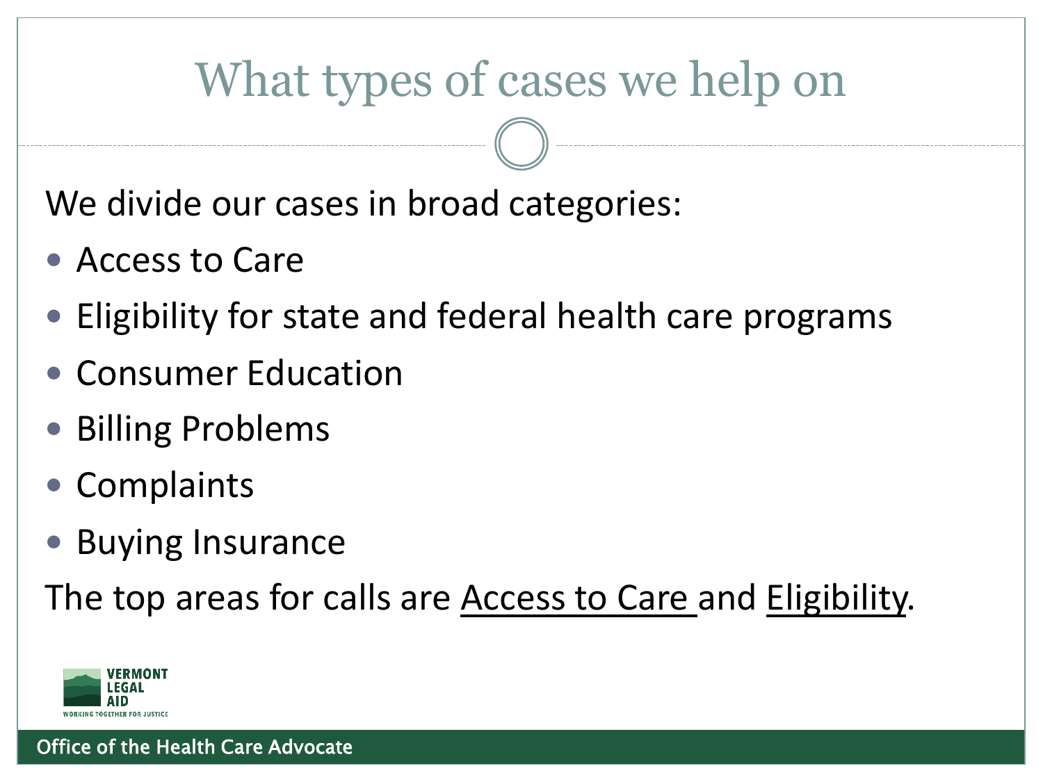# What types of cases we help on

We divide our cases in broad categories:

- Access to Care
- Eligibility for state and federal health care programs
- Consumer Education
- Billing Problems
- Complaints
- Buying Insurance

The top areas for calls are <u>Access to Care</u> and <u>Eligibility</u>.

VERMONT LEGAL AID
WORKING TOGETHER FOR JUSTICE

Office of the Health Care Advocate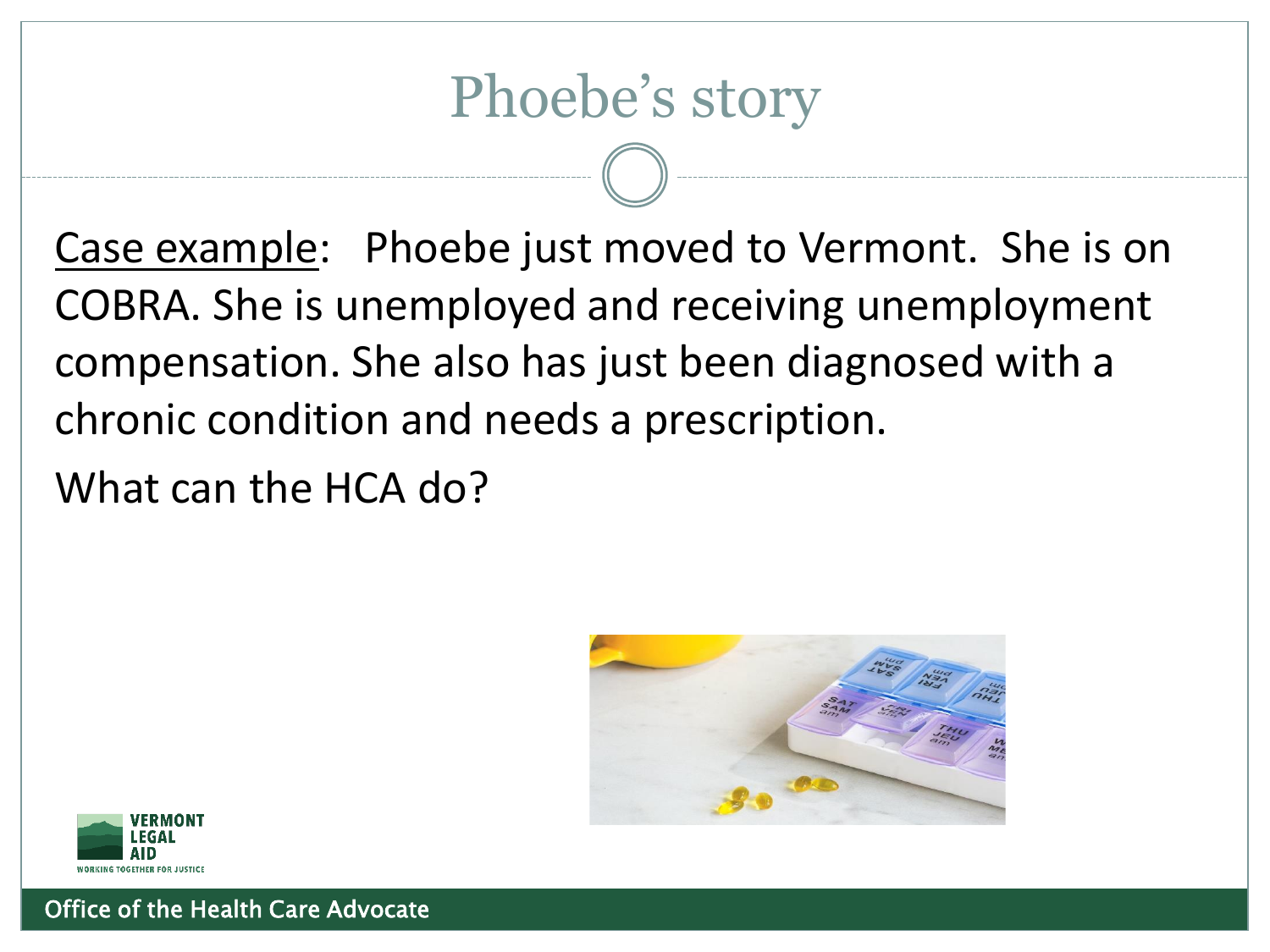# Phoebe's story

<u>Case example</u>: Phoebe just moved to Vermont. She is on COBRA. She is unemployed and receiving unemployment compensation. She also has just been diagnosed with a chronic condition and needs a prescription.

What can the HCA do?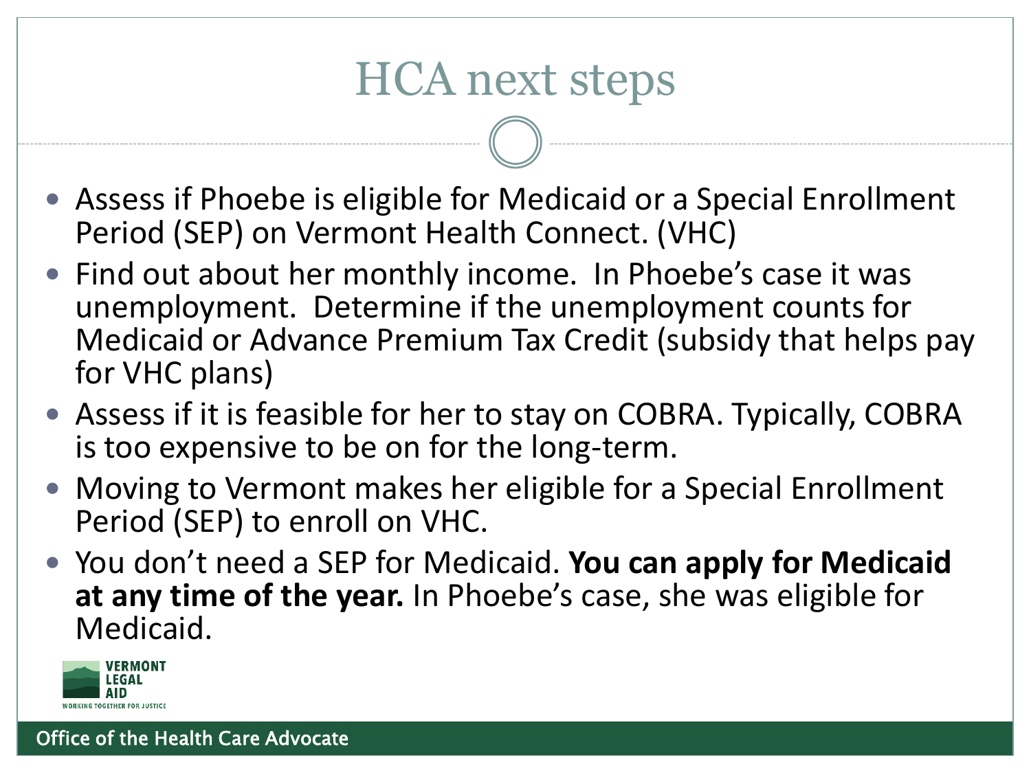# HCA next steps

- Assess if Phoebe is eligible for Medicaid or a Special Enrollment Period (SEP) on Vermont Health Connect. (VHC)
- Find out about her monthly income. In Phoebe's case it was unemployment. Determine if the unemployment counts for Medicaid or Advance Premium Tax Credit (subsidy that helps pay for VHC plans)
- Assess if it is feasible for her to stay on COBRA. Typically, COBRA is too expensive to be on for the long-term.
- Moving to Vermont makes her eligible for a Special Enrollment Period (SEP) to enroll on VHC.
- You don't need a SEP for Medicaid. **You can apply for Medicaid at any time of the year.** In Phoebe's case, she was eligible for Medicaid.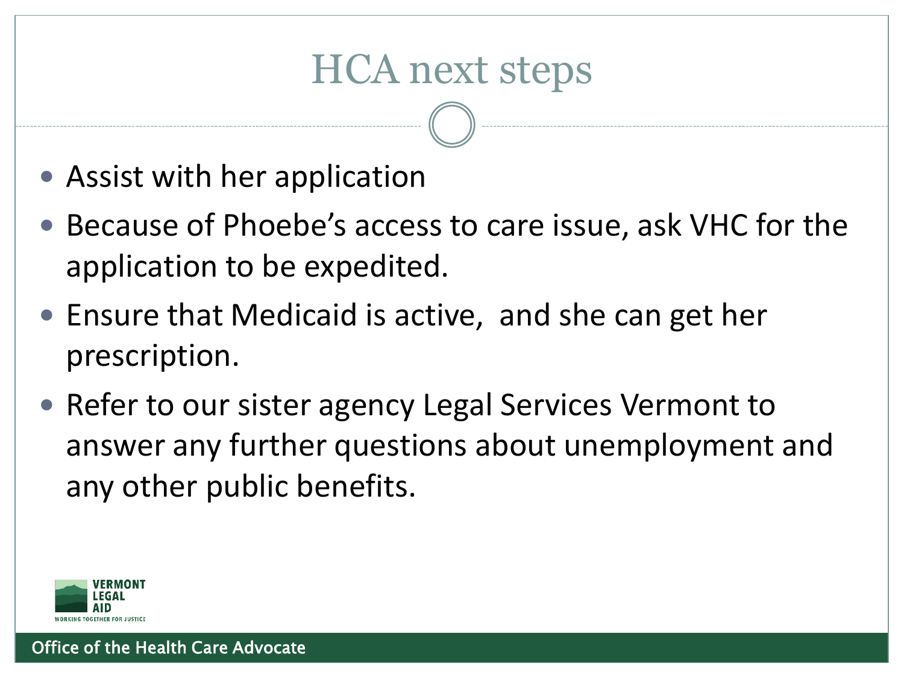# HCA next steps

- Assist with her application
- Because of Phoebe's access to care issue, ask VHC for the application to be expedited.
- Ensure that Medicaid is active, and she can get her prescription.
- Refer to our sister agency Legal Services Vermont to answer any further questions about unemployment and any other public benefits.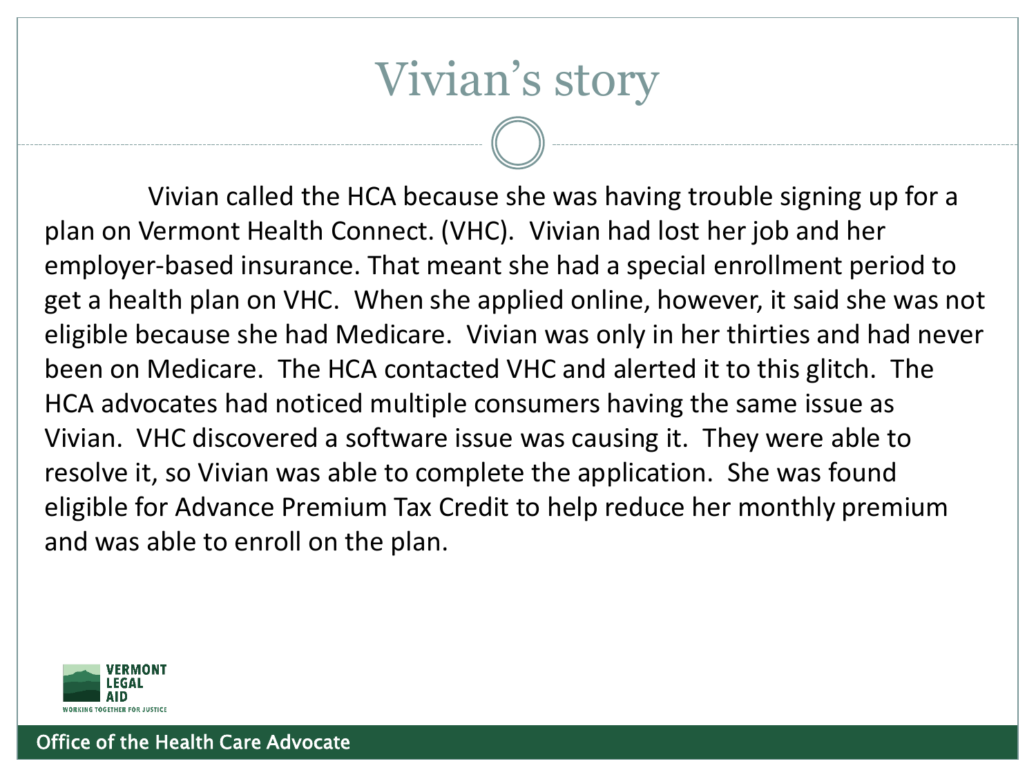# Vivian's story

Vivian called the HCA because she was having trouble signing up for a plan on Vermont Health Connect. (VHC). Vivian had lost her job and her employer-based insurance. That meant she had a special enrollment period to get a health plan on VHC. When she applied online, however, it said she was not eligible because she had Medicare. Vivian was only in her thirties and had never been on Medicare. The HCA contacted VHC and alerted it to this glitch. The HCA advocates had noticed multiple consumers having the same issue as Vivian. VHC discovered a software issue was causing it. They were able to resolve it, so Vivian was able to complete the application. She was found eligible for Advance Premium Tax Credit to help reduce her monthly premium and was able to enroll on the plan.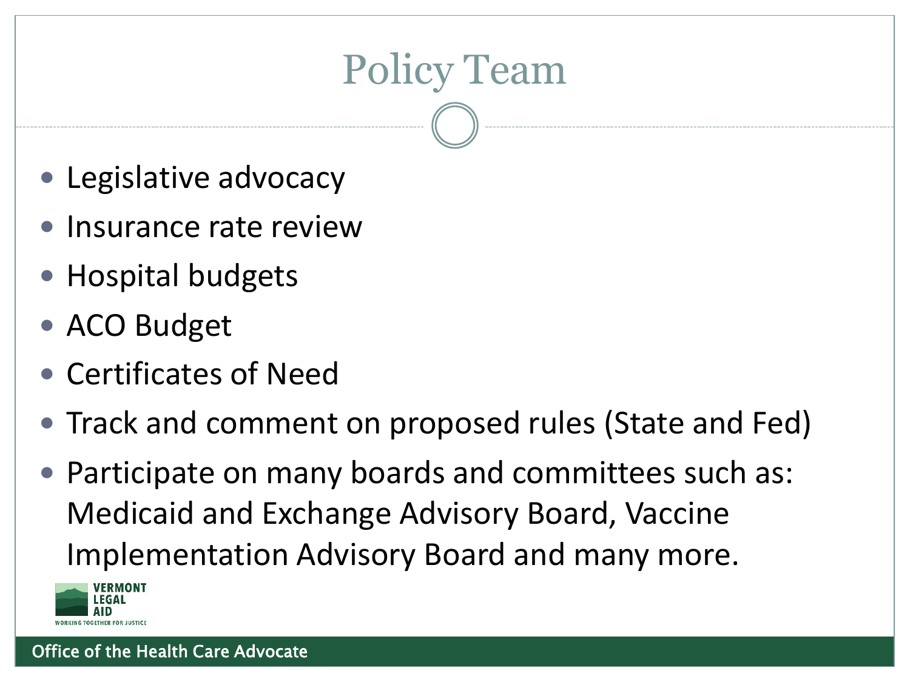# Policy Team

- Legislative advocacy
- Insurance rate review
- Hospital budgets
- ACO Budget
- Certificates of Need
- Track and comment on proposed rules (State and Fed)
- Participate on many boards and committees such as: Medicaid and Exchange Advisory Board, Vaccine Implementation Advisory Board and many more.

VERMONT LEGAL AID
WORKING TOGETHER FOR JUSTICE

Office of the Health Care Advocate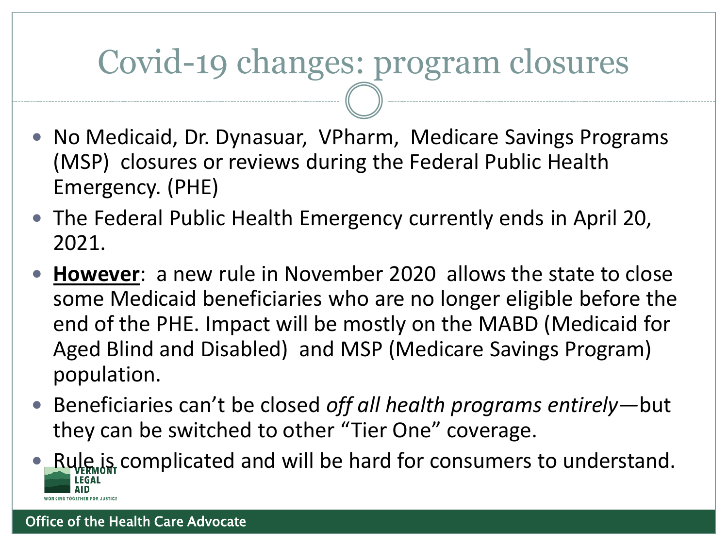# Covid-19 changes: program closures

- No Medicaid, Dr. Dynasuar, VPharm, Medicare Savings Programs (MSP) closures or reviews during the Federal Public Health Emergency. (PHE)
- The Federal Public Health Emergency currently ends in April 20, 2021.
- **However**: a new rule in November 2020 allows the state to close some Medicaid beneficiaries who are no longer eligible before the end of the PHE. Impact will be mostly on the MABD (Medicaid for Aged Blind and Disabled) and MSP (Medicare Savings Program) population.
- Beneficiaries can't be closed *off all health programs entirely*—but they can be switched to other "Tier One" coverage.
- Rule is complicated and will be hard for consumers to understand.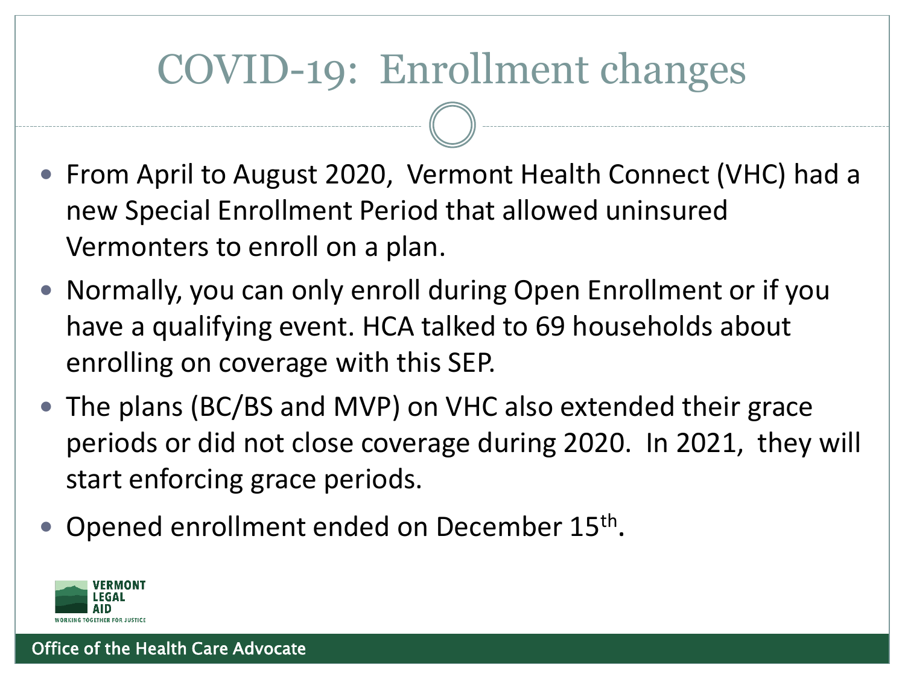# COVID-19: Enrollment changes

- From April to August 2020, Vermont Health Connect (VHC) had a new Special Enrollment Period that allowed uninsured Vermonters to enroll on a plan.
- Normally, you can only enroll during Open Enrollment or if you have a qualifying event. HCA talked to 69 households about enrolling on coverage with this SEP.
- The plans (BC/BS and MVP) on VHC also extended their grace periods or did not close coverage during 2020. In 2021, they will start enforcing grace periods.
- Opened enrollment ended on December 15th.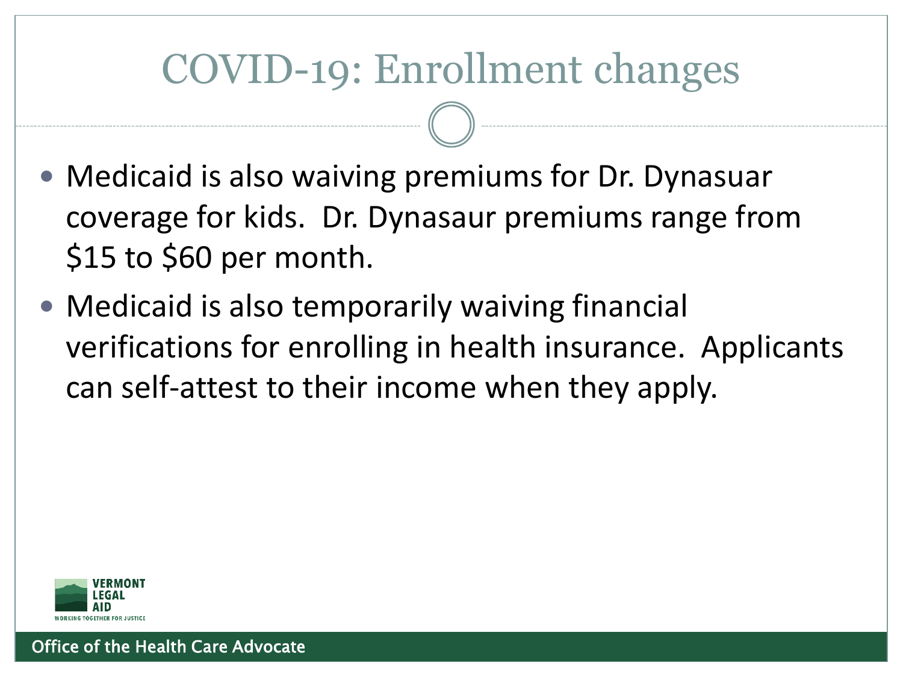# COVID-19: Enrollment changes

- Medicaid is also waiving premiums for Dr. Dynasuar coverage for kids. Dr. Dynasaur premiums range from $15 to $60 per month.
- Medicaid is also temporarily waiving financial verifications for enrolling in health insurance. Applicants can self-attest to their income when they apply.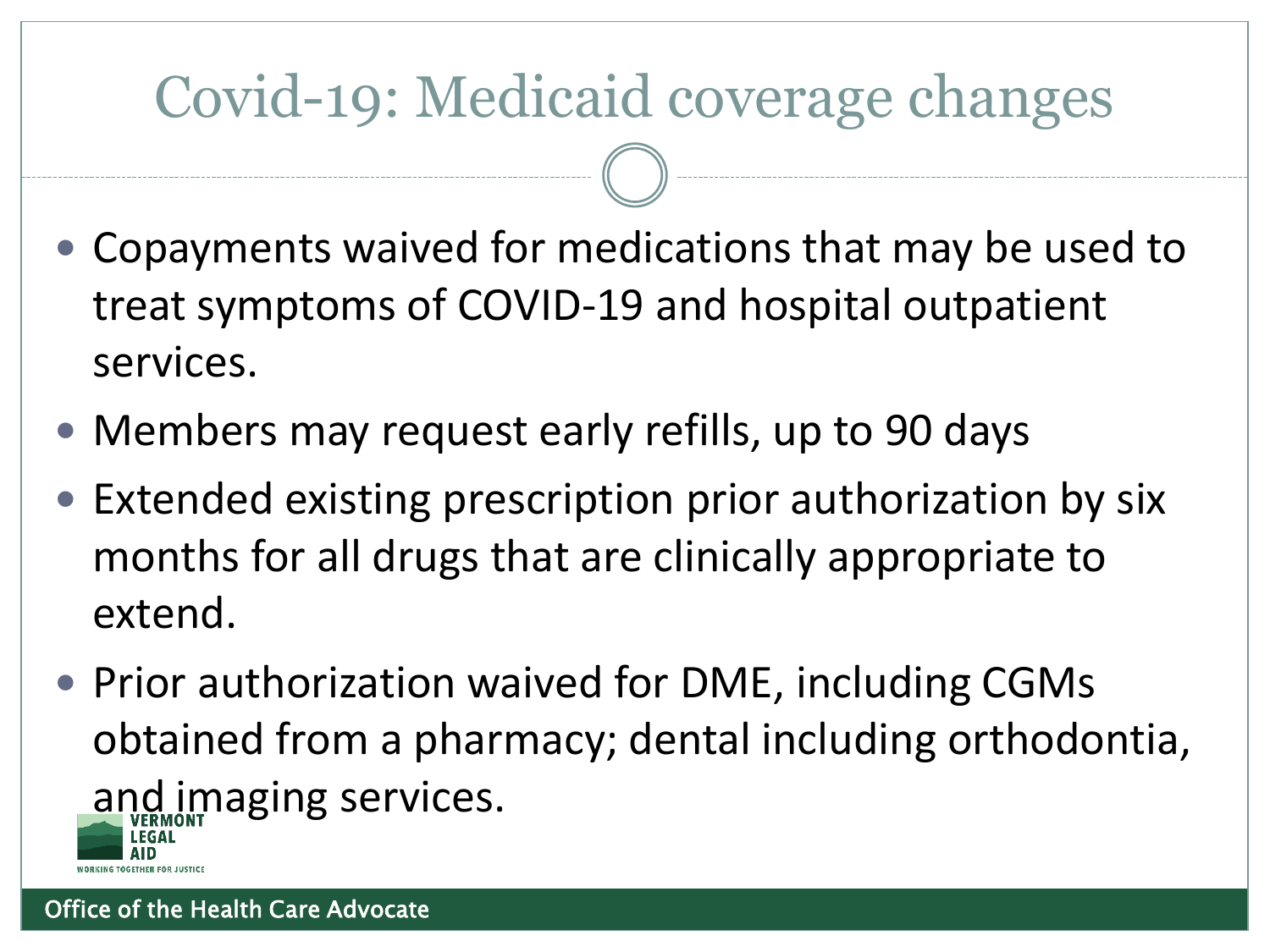# Covid-19: Medicaid coverage changes

- Copayments waived for medications that may be used to treat symptoms of COVID-19 and hospital outpatient services.
- Members may request early refills, up to 90 days
- Extended existing prescription prior authorization by six months for all drugs that are clinically appropriate to extend.
- Prior authorization waived for DME, including CGMs obtained from a pharmacy; dental including orthodontia, and imaging services.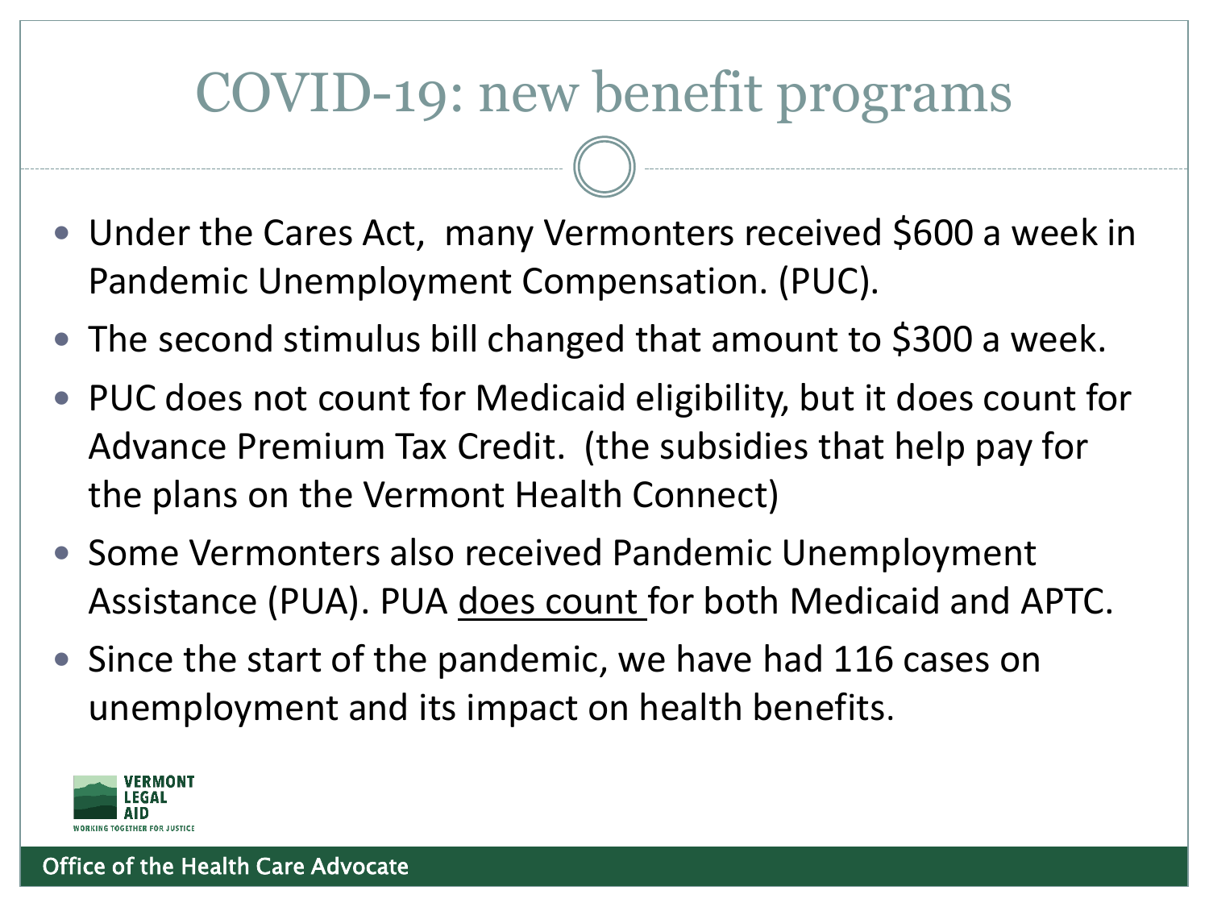# COVID-19: new benefit programs

- Under the Cares Act, many Vermonters received $600 a week in Pandemic Unemployment Compensation. (PUC).
- The second stimulus bill changed that amount to $300 a week.
- PUC does not count for Medicaid eligibility, but it does count for Advance Premium Tax Credit. (the subsidies that help pay for the plans on the Vermont Health Connect)
- Some Vermonters also received Pandemic Unemployment Assistance (PUA). PUA <u>does count</u> for both Medicaid and APTC.
- Since the start of the pandemic, we have had 116 cases on unemployment and its impact on health benefits.

VERMONT LEGAL AID
WORKING TOGETHER FOR JUSTICE

Office of the Health Care Advocate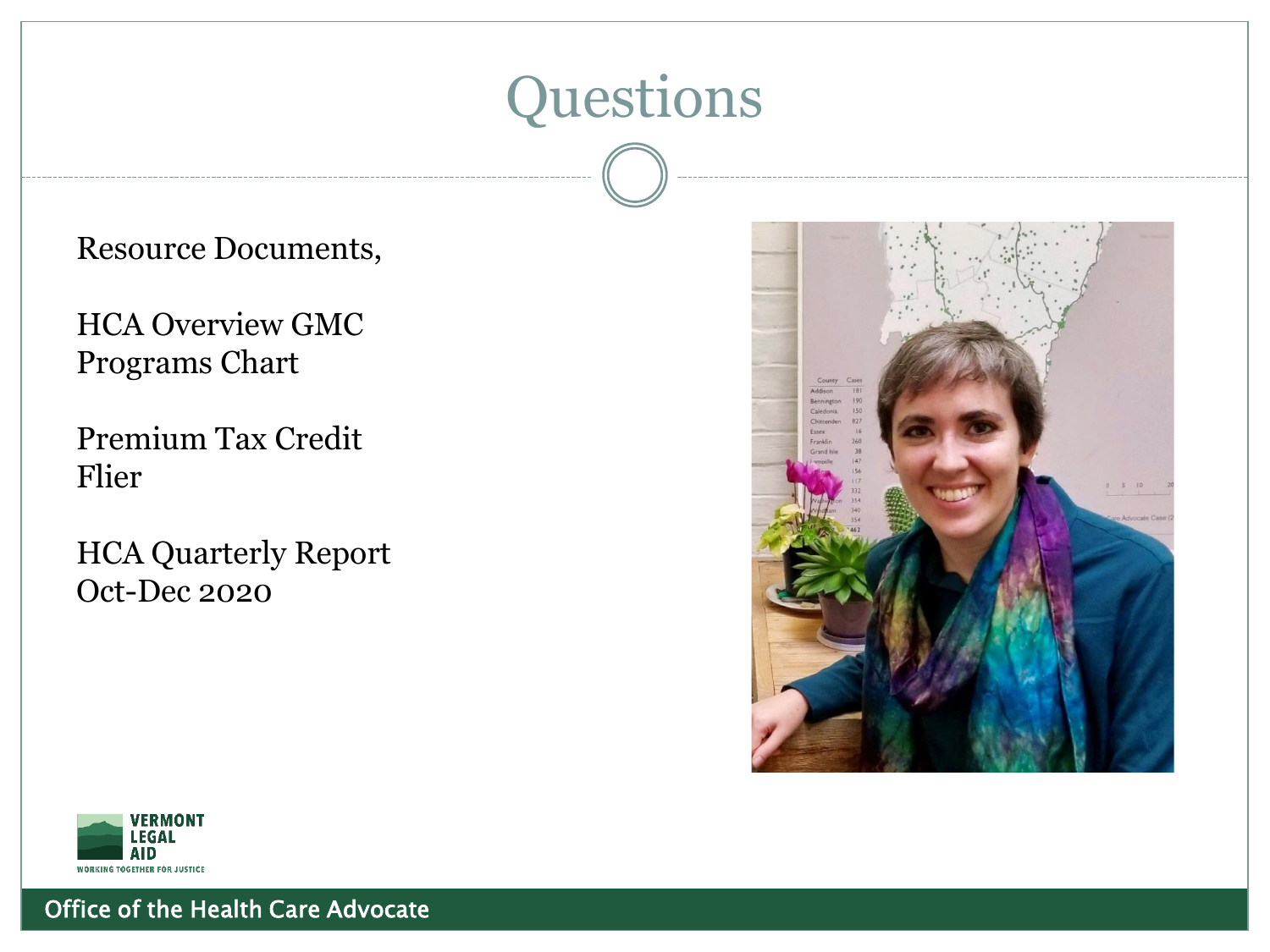# Questions

Resource Documents,

HCA Overview GMC Programs Chart

Premium Tax Credit Flier

HCA Quarterly Report Oct-Dec 2020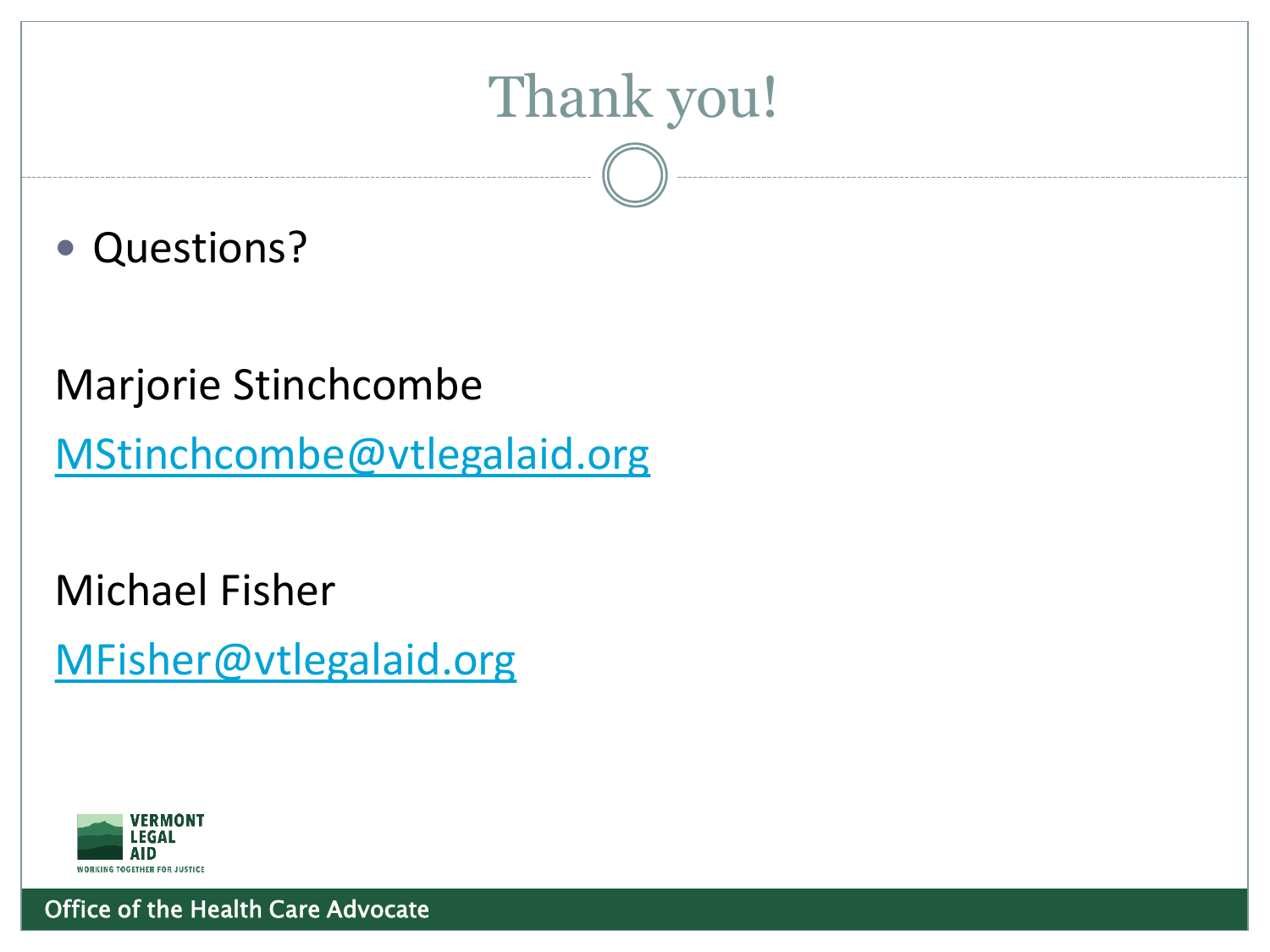# Thank you!

- Questions?

Marjorie Stinchcombe

MStinchcombe@vtlegalaid.org

Michael Fisher

MFisher@vtlegalaid.org

VERMONT LEGAL AID
WORKING TOGETHER FOR JUSTICE

Office of the Health Care Advocate